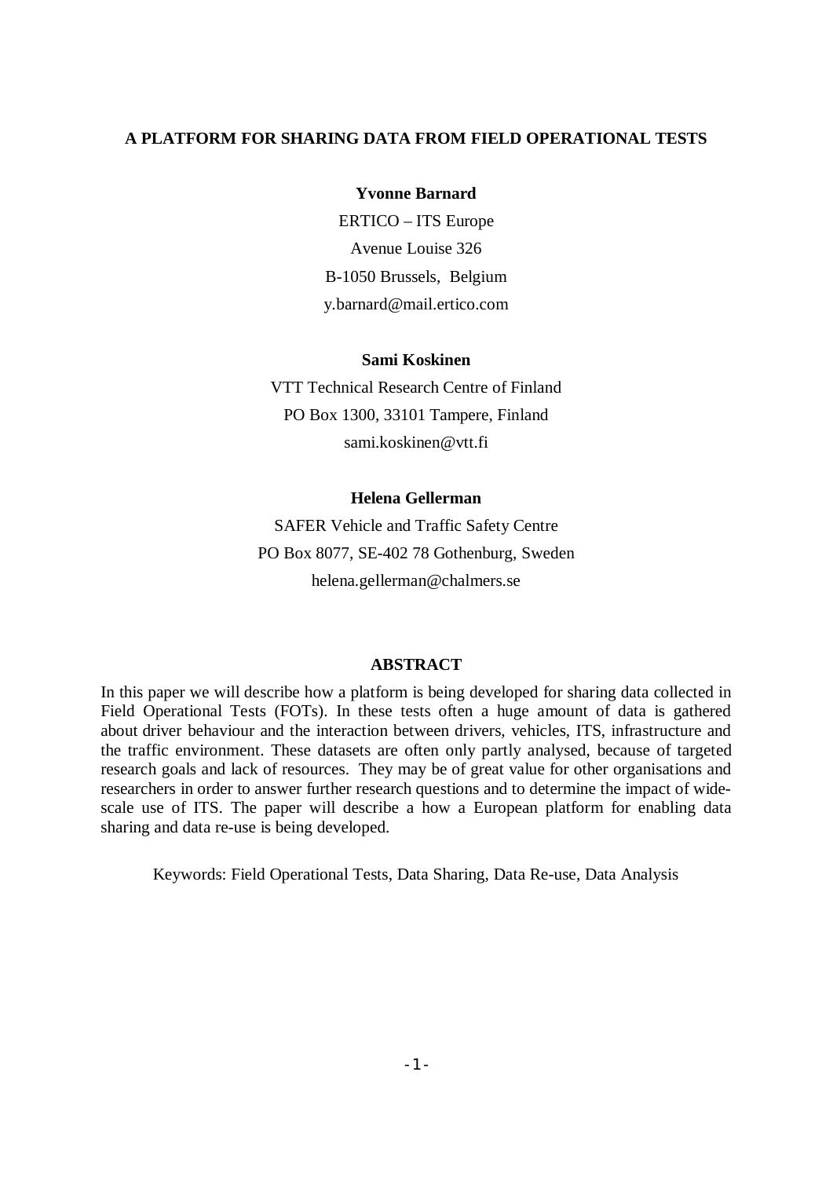# A PLATFORM FOR SHARING DATA FROM FIELD OPERATIONAL TESTS

**Yvonne Barnard**

ERTICO – ITS Europe

Avenue Louise 326

B-1050 Brussels, Belgium

y.barnard@mail.ertico.com

**Sami Koskinen**

VTT Technical Research Centre of Finland

PO Box 1300, 33101 Tampere, Finland

sami.koskinen@vtt.fi

**Helena Gellerman**

SAFER Vehicle and Traffic Safety Centre

PO Box 8077, SE-402 78 Gothenburg, Sweden

helena.gellerman@chalmers.se

## ABSTRACT

In this paper we will describe how a platform is being developed for sharing data collected in Field Operational Tests (FOTs). In these tests often a huge amount of data is gathered about driver behaviour and the interaction between drivers, vehicles, ITS, infrastructure and the traffic environment. These datasets are often only partly analysed, because of targeted research goals and lack of resources. They may be of great value for other organisations and researchers in order to answer further research questions and to determine the impact of wide-scale use of ITS. The paper will describe a how a European platform for enabling data sharing and data re-use is being developed.

Keywords: Field Operational Tests, Data Sharing, Data Re-use, Data Analysis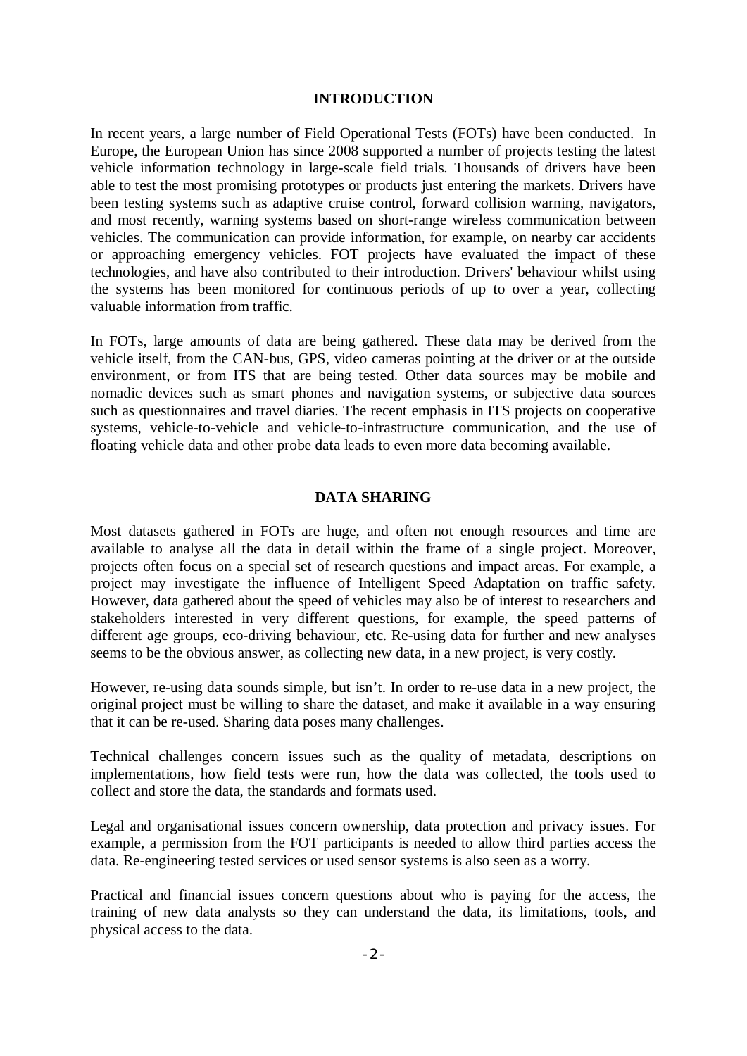## INTRODUCTION

In recent years, a large number of Field Operational Tests (FOTs) have been conducted. In Europe, the European Union has since 2008 supported a number of projects testing the latest vehicle information technology in large-scale field trials. Thousands of drivers have been able to test the most promising prototypes or products just entering the markets. Drivers have been testing systems such as adaptive cruise control, forward collision warning, navigators, and most recently, warning systems based on short-range wireless communication between vehicles. The communication can provide information, for example, on nearby car accidents or approaching emergency vehicles. FOT projects have evaluated the impact of these technologies, and have also contributed to their introduction. Drivers' behaviour whilst using the systems has been monitored for continuous periods of up to over a year, collecting valuable information from traffic.

In FOTs, large amounts of data are being gathered. These data may be derived from the vehicle itself, from the CAN-bus, GPS, video cameras pointing at the driver or at the outside environment, or from ITS that are being tested. Other data sources may be mobile and nomadic devices such as smart phones and navigation systems, or subjective data sources such as questionnaires and travel diaries. The recent emphasis in ITS projects on cooperative systems, vehicle-to-vehicle and vehicle-to-infrastructure communication, and the use of floating vehicle data and other probe data leads to even more data becoming available.

## DATA SHARING

Most datasets gathered in FOTs are huge, and often not enough resources and time are available to analyse all the data in detail within the frame of a single project. Moreover, projects often focus on a special set of research questions and impact areas. For example, a project may investigate the influence of Intelligent Speed Adaptation on traffic safety. However, data gathered about the speed of vehicles may also be of interest to researchers and stakeholders interested in very different questions, for example, the speed patterns of different age groups, eco-driving behaviour, etc. Re-using data for further and new analyses seems to be the obvious answer, as collecting new data, in a new project, is very costly.

However, re-using data sounds simple, but isn't. In order to re-use data in a new project, the original project must be willing to share the dataset, and make it available in a way ensuring that it can be re-used. Sharing data poses many challenges.

Technical challenges concern issues such as the quality of metadata, descriptions on implementations, how field tests were run, how the data was collected, the tools used to collect and store the data, the standards and formats used.

Legal and organisational issues concern ownership, data protection and privacy issues. For example, a permission from the FOT participants is needed to allow third parties access the data. Re-engineering tested services or used sensor systems is also seen as a worry.

Practical and financial issues concern questions about who is paying for the access, the training of new data analysts so they can understand the data, its limitations, tools, and physical access to the data.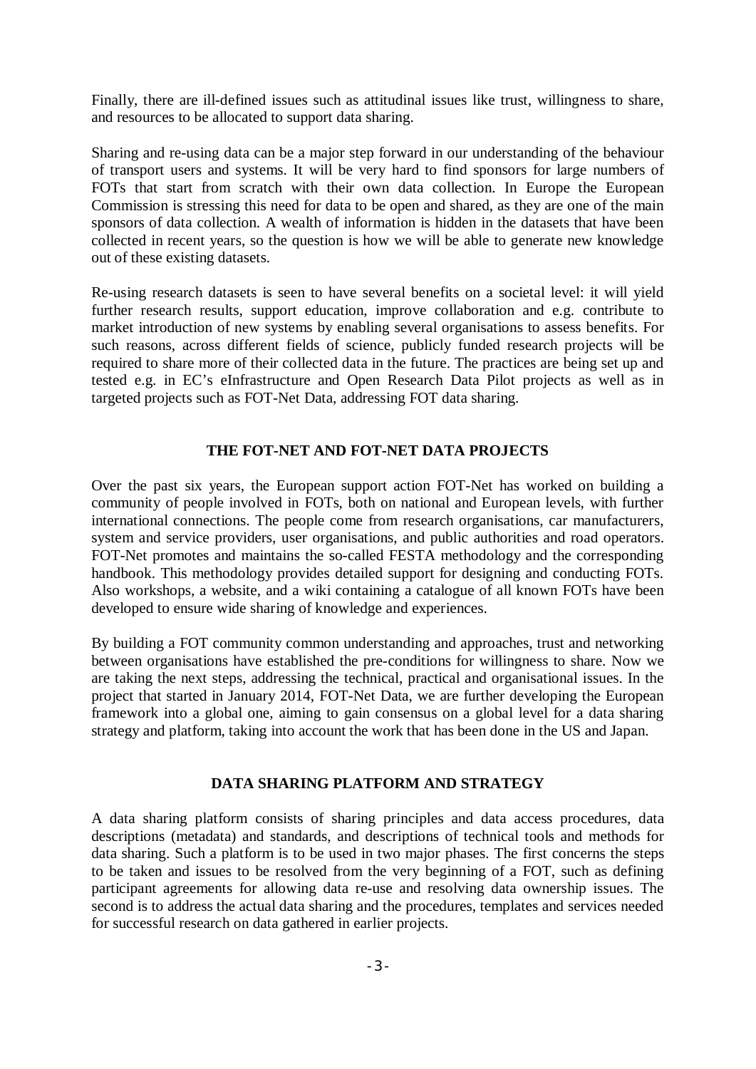Finally, there are ill-defined issues such as attitudinal issues like trust, willingness to share, and resources to be allocated to support data sharing.

Sharing and re-using data can be a major step forward in our understanding of the behaviour of transport users and systems. It will be very hard to find sponsors for large numbers of FOTs that start from scratch with their own data collection. In Europe the European Commission is stressing this need for data to be open and shared, as they are one of the main sponsors of data collection. A wealth of information is hidden in the datasets that have been collected in recent years, so the question is how we will be able to generate new knowledge out of these existing datasets.

Re-using research datasets is seen to have several benefits on a societal level: it will yield further research results, support education, improve collaboration and e.g. contribute to market introduction of new systems by enabling several organisations to assess benefits. For such reasons, across different fields of science, publicly funded research projects will be required to share more of their collected data in the future. The practices are being set up and tested e.g. in EC's eInfrastructure and Open Research Data Pilot projects as well as in targeted projects such as FOT-Net Data, addressing FOT data sharing.

## THE FOT-NET AND FOT-NET DATA PROJECTS

Over the past six years, the European support action FOT-Net has worked on building a community of people involved in FOTs, both on national and European levels, with further international connections. The people come from research organisations, car manufacturers, system and service providers, user organisations, and public authorities and road operators. FOT-Net promotes and maintains the so-called FESTA methodology and the corresponding handbook. This methodology provides detailed support for designing and conducting FOTs. Also workshops, a website, and a wiki containing a catalogue of all known FOTs have been developed to ensure wide sharing of knowledge and experiences.

By building a FOT community common understanding and approaches, trust and networking between organisations have established the pre-conditions for willingness to share. Now we are taking the next steps, addressing the technical, practical and organisational issues. In the project that started in January 2014, FOT-Net Data, we are further developing the European framework into a global one, aiming to gain consensus on a global level for a data sharing strategy and platform, taking into account the work that has been done in the US and Japan.

## DATA SHARING PLATFORM AND STRATEGY

A data sharing platform consists of sharing principles and data access procedures, data descriptions (metadata) and standards, and descriptions of technical tools and methods for data sharing. Such a platform is to be used in two major phases. The first concerns the steps to be taken and issues to be resolved from the very beginning of a FOT, such as defining participant agreements for allowing data re-use and resolving data ownership issues. The second is to address the actual data sharing and the procedures, templates and services needed for successful research on data gathered in earlier projects.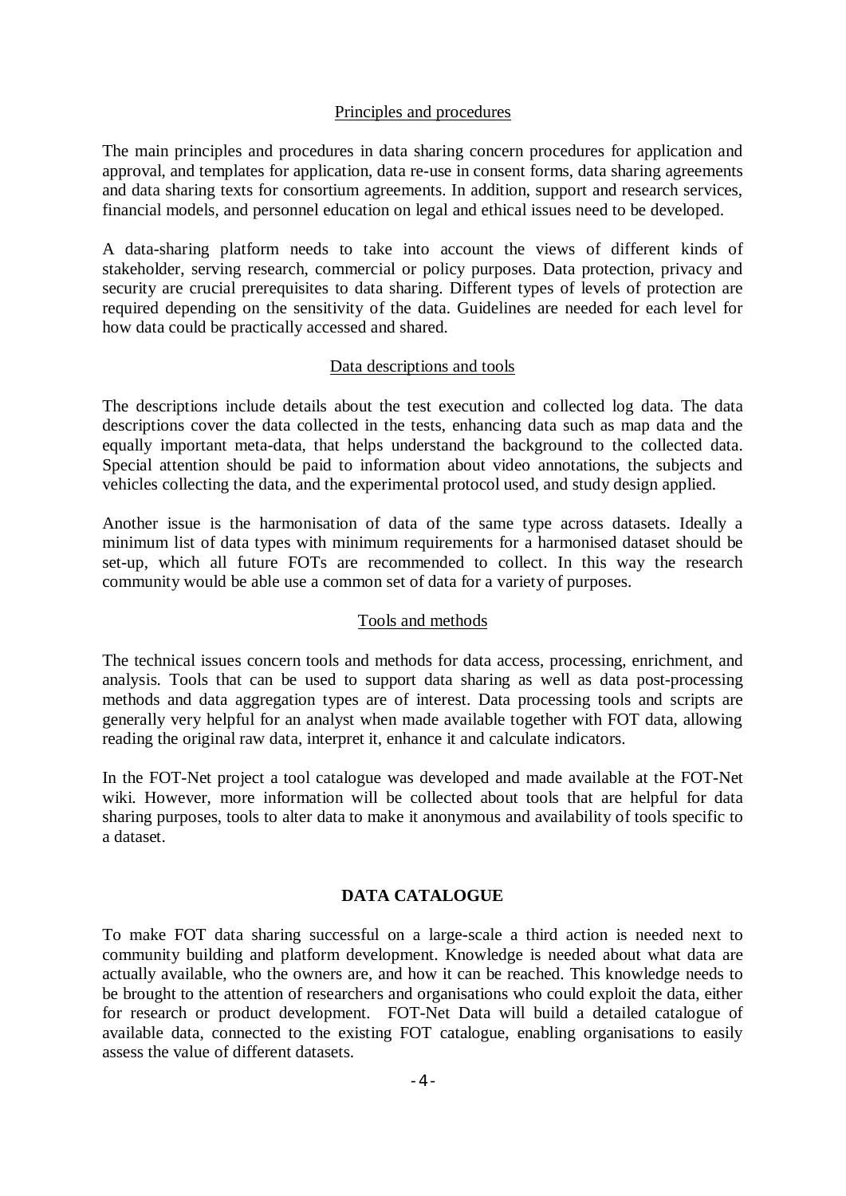### Principles and procedures

The main principles and procedures in data sharing concern procedures for application and approval, and templates for application, data re-use in consent forms, data sharing agreements and data sharing texts for consortium agreements. In addition, support and research services, financial models, and personnel education on legal and ethical issues need to be developed.

A data-sharing platform needs to take into account the views of different kinds of stakeholder, serving research, commercial or policy purposes. Data protection, privacy and security are crucial prerequisites to data sharing. Different types of levels of protection are required depending on the sensitivity of the data. Guidelines are needed for each level for how data could be practically accessed and shared.

### Data descriptions and tools

The descriptions include details about the test execution and collected log data. The data descriptions cover the data collected in the tests, enhancing data such as map data and the equally important meta-data, that helps understand the background to the collected data. Special attention should be paid to information about video annotations, the subjects and vehicles collecting the data, and the experimental protocol used, and study design applied.

Another issue is the harmonisation of data of the same type across datasets. Ideally a minimum list of data types with minimum requirements for a harmonised dataset should be set-up, which all future FOTs are recommended to collect. In this way the research community would be able use a common set of data for a variety of purposes.

### Tools and methods

The technical issues concern tools and methods for data access, processing, enrichment, and analysis. Tools that can be used to support data sharing as well as data post-processing methods and data aggregation types are of interest. Data processing tools and scripts are generally very helpful for an analyst when made available together with FOT data, allowing reading the original raw data, interpret it, enhance it and calculate indicators.

In the FOT-Net project a tool catalogue was developed and made available at the FOT-Net wiki. However, more information will be collected about tools that are helpful for data sharing purposes, tools to alter data to make it anonymous and availability of tools specific to a dataset.

## DATA CATALOGUE

To make FOT data sharing successful on a large-scale a third action is needed next to community building and platform development. Knowledge is needed about what data are actually available, who the owners are, and how it can be reached. This knowledge needs to be brought to the attention of researchers and organisations who could exploit the data, either for research or product development. FOT-Net Data will build a detailed catalogue of available data, connected to the existing FOT catalogue, enabling organisations to easily assess the value of different datasets.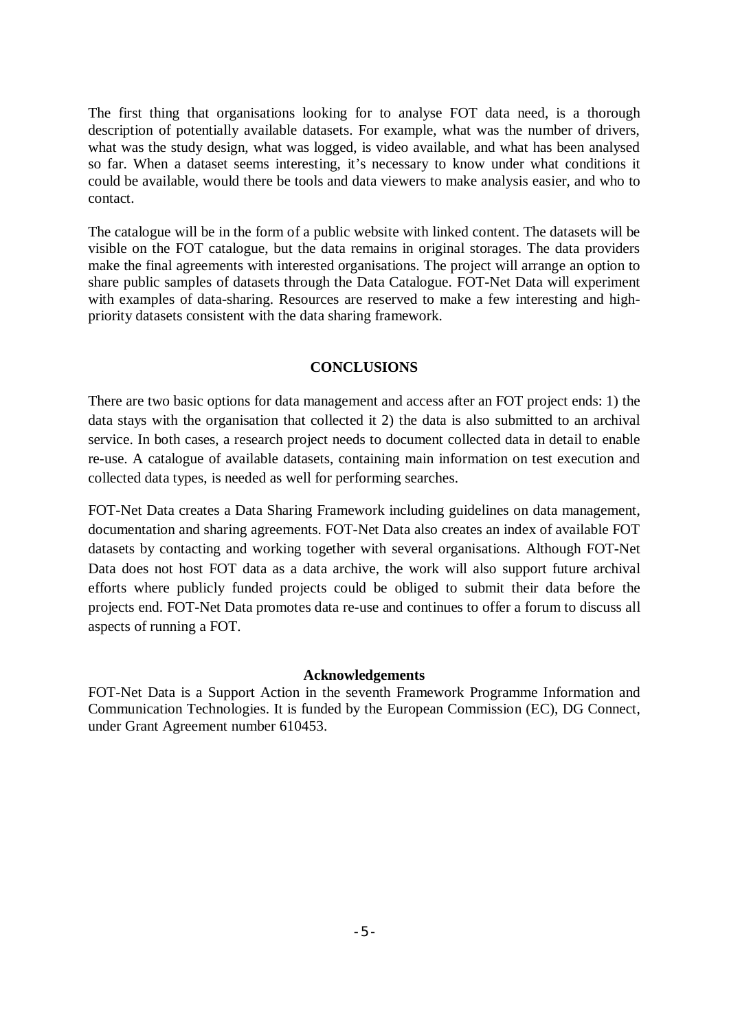The first thing that organisations looking for to analyse FOT data need, is a thorough description of potentially available datasets. For example, what was the number of drivers, what was the study design, what was logged, is video available, and what has been analysed so far. When a dataset seems interesting, it's necessary to know under what conditions it could be available, would there be tools and data viewers to make analysis easier, and who to contact.

The catalogue will be in the form of a public website with linked content. The datasets will be visible on the FOT catalogue, but the data remains in original storages. The data providers make the final agreements with interested organisations. The project will arrange an option to share public samples of datasets through the Data Catalogue. FOT-Net Data will experiment with examples of data-sharing. Resources are reserved to make a few interesting and high-priority datasets consistent with the data sharing framework.

## CONCLUSIONS

There are two basic options for data management and access after an FOT project ends: 1) the data stays with the organisation that collected it 2) the data is also submitted to an archival service. In both cases, a research project needs to document collected data in detail to enable re-use. A catalogue of available datasets, containing main information on test execution and collected data types, is needed as well for performing searches.

FOT-Net Data creates a Data Sharing Framework including guidelines on data management, documentation and sharing agreements. FOT-Net Data also creates an index of available FOT datasets by contacting and working together with several organisations. Although FOT-Net Data does not host FOT data as a data archive, the work will also support future archival efforts where publicly funded projects could be obliged to submit their data before the projects end. FOT-Net Data promotes data re-use and continues to offer a forum to discuss all aspects of running a FOT.

### Acknowledgements

FOT-Net Data is a Support Action in the seventh Framework Programme Information and Communication Technologies. It is funded by the European Commission (EC), DG Connect, under Grant Agreement number 610453.